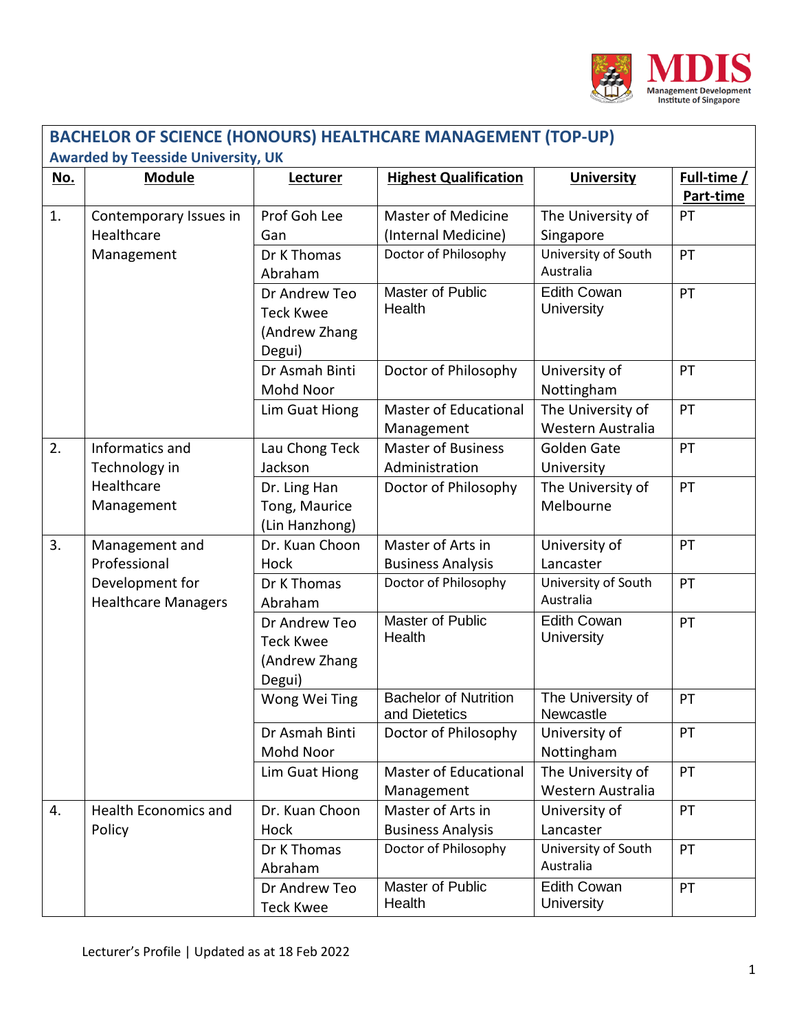## BACHELOR OF SCIENCE (HONOURS) HEALTHCARE MANAGEMENT (TOP-UP)

**Awarded by Teesside University, UK**

| No. | Module | Lecturer | Highest Qualification | University | Full-time / Part-time |
|---|---|---|---|---|---|
| 1. | Contemporary Issues in Healthcare Management | Prof Goh Lee Gan | Master of Medicine (Internal Medicine) | The University of Singapore | PT |
| | | Dr K Thomas Abraham | Doctor of Philosophy | University of South Australia | PT |
| | | Dr Andrew Teo Teck Kwee (Andrew Zhang Degui) | Master of Public Health | Edith Cowan University | PT |
| | | Dr Asmah Binti Mohd Noor | Doctor of Philosophy | University of Nottingham | PT |
| | | Lim Guat Hiong | Master of Educational Management | The University of Western Australia | PT |
| 2. | Informatics and Technology in Healthcare Management | Lau Chong Teck Jackson | Master of Business Administration | Golden Gate University | PT |
| | | Dr. Ling Han Tong, Maurice (Lin Hanzhong) | Doctor of Philosophy | The University of Melbourne | PT |
| 3. | Management and Professional Development for Healthcare Managers | Dr. Kuan Choon Hock | Master of Arts in Business Analysis | University of Lancaster | PT |
| | | Dr K Thomas Abraham | Doctor of Philosophy | University of South Australia | PT |
| | | Dr Andrew Teo Teck Kwee (Andrew Zhang Degui) | Master of Public Health | Edith Cowan University | PT |
| | | Wong Wei Ting | Bachelor of Nutrition and Dietetics | The University of Newcastle | PT |
| | | Dr Asmah Binti Mohd Noor | Doctor of Philosophy | University of Nottingham | PT |
| | | Lim Guat Hiong | Master of Educational Management | The University of Western Australia | PT |
| 4. | Health Economics and Policy | Dr. Kuan Choon Hock | Master of Arts in Business Analysis | University of Lancaster | PT |
| | | Dr K Thomas Abraham | Doctor of Philosophy | University of South Australia | PT |
| | | Dr Andrew Teo Teck Kwee | Master of Public Health | Edith Cowan University | PT |

Lecturer's Profile | Updated as at 18 Feb 2022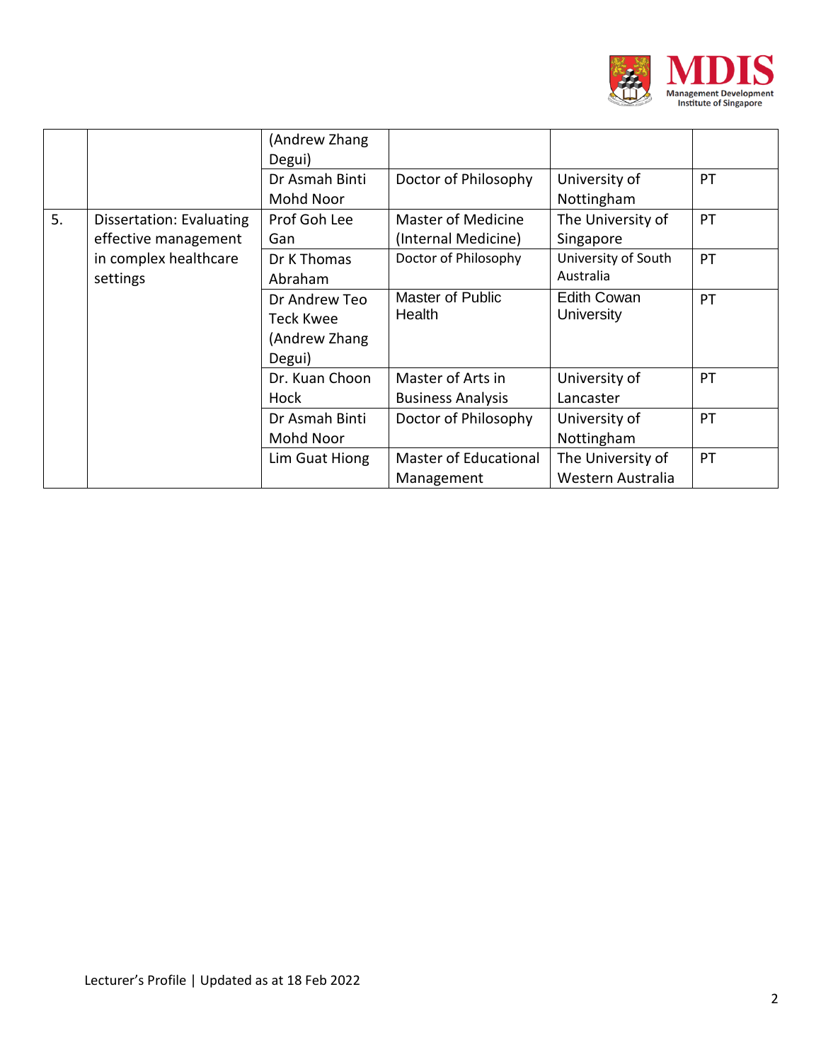| | | | | | |
|---|---|---|---|---|---|
| | | (Andrew Zhang Degui) | | | |
| | | Dr Asmah Binti Mohd Noor | Doctor of Philosophy | University of Nottingham | PT |
| 5. | Dissertation: Evaluating effective management in complex healthcare settings | Prof Goh Lee Gan | Master of Medicine (Internal Medicine) | The University of Singapore | PT |
| | | Dr K Thomas Abraham | Doctor of Philosophy | University of South Australia | PT |
| | | Dr Andrew Teo Teck Kwee (Andrew Zhang Degui) | Master of Public Health | Edith Cowan University | PT |
| | | Dr. Kuan Choon Hock | Master of Arts in Business Analysis | University of Lancaster | PT |
| | | Dr Asmah Binti Mohd Noor | Doctor of Philosophy | University of Nottingham | PT |
| | | Lim Guat Hiong | Master of Educational Management | The University of Western Australia | PT |

Lecturer's Profile | Updated as at 18 Feb 2022